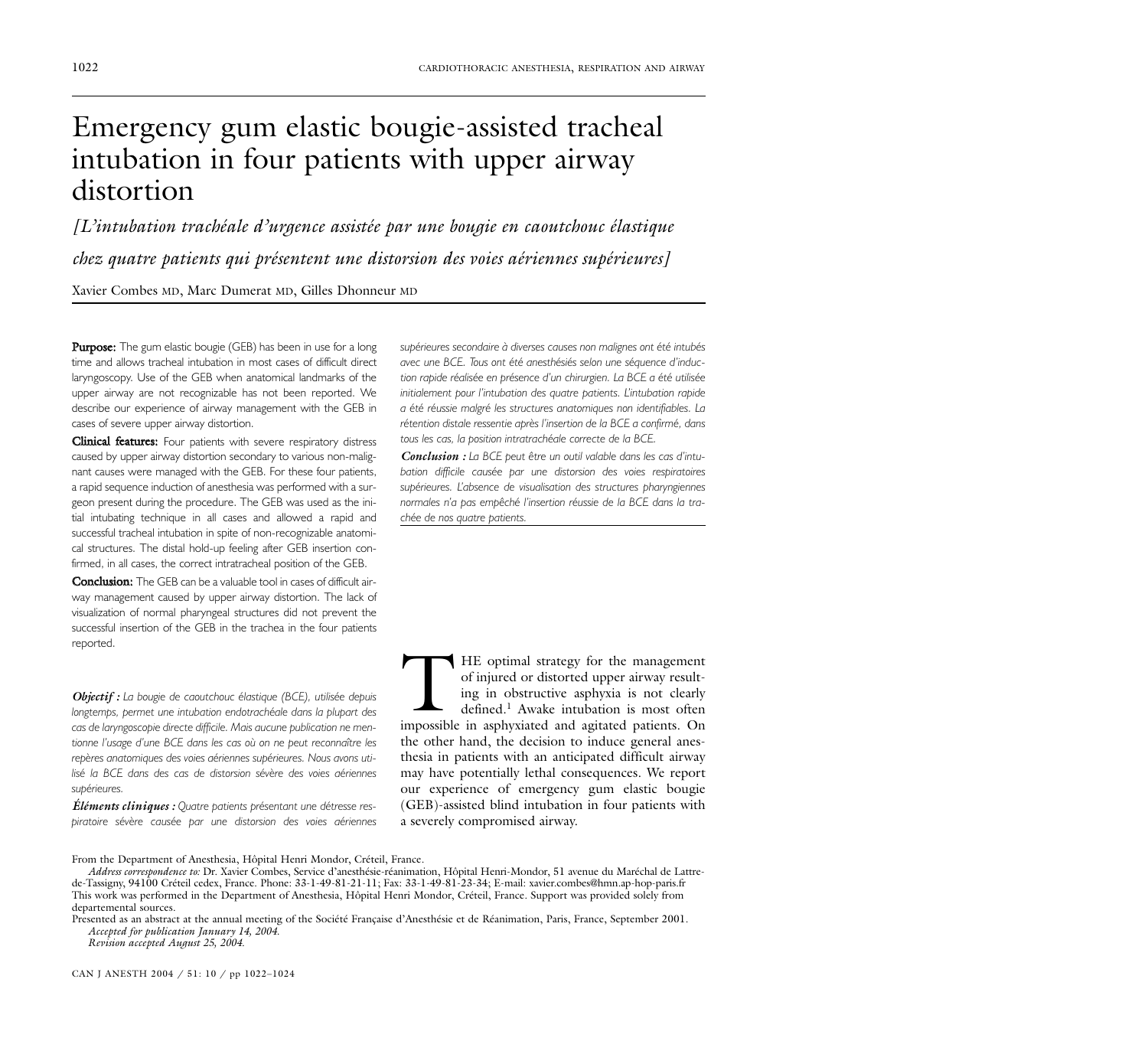# Emergency gum elastic bougie-assisted tracheal intubation in four patients with upper airway distortion

*[L'intubation trachéale d'urgence assistée par une bougie en caoutchouc élastique chez quatre patients qui présentent une distorsion des voies aériennes supérieures]*

Xavier Combes MD, Marc Dumerat MD, Gilles Dhonneur MD

**Purpose:** The gum elastic bougie (GEB) has been in use for a long time and allows tracheal intubation in most cases of difficult direct laryngoscopy. Use of the GEB when anatomical landmarks of the upper airway are not recognizable has not been reported. We describe our experience of airway management with the GEB in cases of severe upper airway distortion.

**Clinical features:** Four patients with severe respiratory distress caused by upper airway distortion secondary to various non-malignant causes were managed with the GEB. For these four patients, a rapid sequence induction of anesthesia was performed with a surgeon present during the procedure. The GEB was used as the initial intubating technique in all cases and allowed a rapid and successful tracheal intubation in spite of non-recognizable anatomical structures. The distal hold-up feeling after GEB insertion confirmed, in all cases, the correct intratracheal position of the GEB.

**Conclusion:** The GEB can be a valuable tool in cases of difficult airway management caused by upper airway distortion. The lack of visualization of normal pharyngeal structures did not prevent the successful insertion of the GEB in the trachea in the four patients reported.

***Objectif :*** *La bougie de caoutchouc élastique (BCE), utilisée depuis longtemps, permet une intubation endotrachéale dans la plupart des cas de laryngoscopie directe difficile. Mais aucune publication ne mentionne l'usage d'une BCE dans les cas où on ne peut reconnaître les repères anatomiques des voies aériennes supérieures. Nous avons utilisé la BCE dans des cas de distorsion sévère des voies aériennes supérieures.*

***Éléments cliniques :*** *Quatre patients présentant une détresse respiratoire sévère causée par une distorsion des voies aériennes supérieures secondaire à diverses causes non malignes ont été intubés avec une BCE. Tous ont été anesthésiés selon une séquence d'induction rapide réalisée en présence d'un chirurgien. La BCE a été utilisée initialement pour l'intubation des quatre patients. L'intubation rapide a été réussie malgré les structures anatomiques non identifiables. La rétention distale ressentie après l'insertion de la BCE a confirmé, dans tous les cas, la position intratrachéale correcte de la BCE.*

***Conclusion :*** *La BCE peut être un outil valable dans les cas d'intubation difficile causée par une distorsion des voies respiratoires supérieures. L'absence de visualisation des structures pharyngiennes normales n'a pas empêché l'insertion réussie de la BCE dans la trachée de nos quatre patients.*

THE optimal strategy for the management of injured or distorted upper airway resulting in obstructive asphyxia is not clearly defined.[1] Awake intubation is most often impossible in asphyxiated and agitated patients. On the other hand, the decision to induce general anesthesia in patients with an anticipated difficult airway may have potentially lethal consequences. We report our experience of emergency gum elastic bougie (GEB)-assisted blind intubation in four patients with a severely compromised airway.

From the Department of Anesthesia, Hôpital Henri Mondor, Créteil, France.

*Address correspondence to:* Dr. Xavier Combes, Service d'anesthésie-réanimation, Hôpital Henri-Mondor, 51 avenue du Maréchal de Lattre-de-Tassigny, 94100 Créteil cedex, France. Phone: 33-1-49-81-21-11; Fax: 33-1-49-81-23-34; E-mail: xavier.combes@hmn.ap-hop-paris.fr

This work was performed in the Department of Anesthesia, Hôpital Henri Mondor, Créteil, France. Support was provided solely from departemental sources.

Presented as an abstract at the annual meeting of the Société Française d'Anesthésie et de Réanimation, Paris, France, September 2001.

*Accepted for publication January 14, 2004.*

*Revision accepted August 25, 2004.*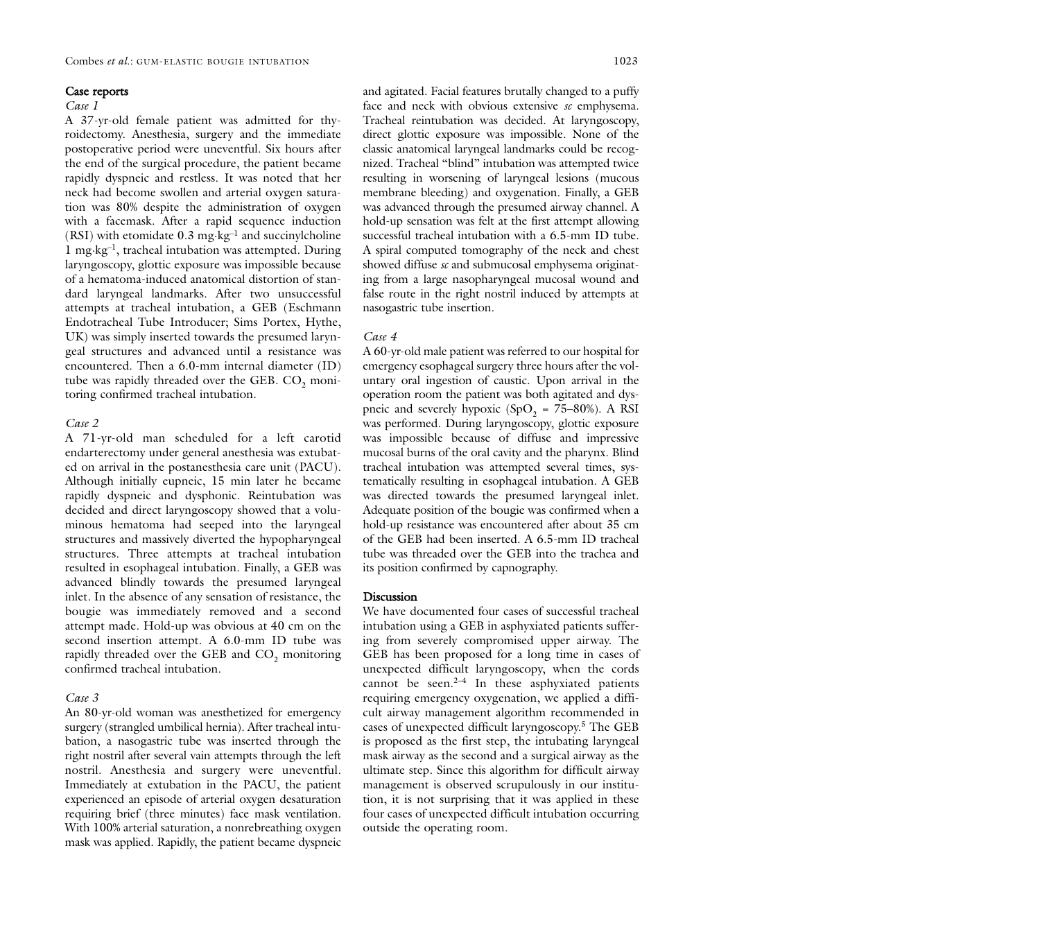## Case reports

*Case 1*

A 37-yr-old female patient was admitted for thyroidectomy. Anesthesia, surgery and the immediate postoperative period were uneventful. Six hours after the end of the surgical procedure, the patient became rapidly dyspneic and restless. It was noted that her neck had become swollen and arterial oxygen saturation was 80% despite the administration of oxygen with a facemask. After a rapid sequence induction (RSI) with etomidate 0.3 $mg \cdot kg^{-1}$ and succinylcholine 1 $mg \cdot kg^{-1}$, tracheal intubation was attempted. During laryngoscopy, glottic exposure was impossible because of a hematoma-induced anatomical distortion of standard laryngeal landmarks. After two unsuccessful attempts at tracheal intubation, a GEB (Eschmann Endotracheal Tube Introducer; Sims Portex, Hythe, UK) was simply inserted towards the presumed laryngeal structures and advanced until a resistance was encountered. Then a 6.0-mm internal diameter (ID) tube was rapidly threaded over the GEB. $CO_2$ monitoring confirmed tracheal intubation.

*Case 2*

A 71-yr-old man scheduled for a left carotid endarterectomy under general anesthesia was extubated on arrival in the postanesthesia care unit (PACU). Although initially eupneic, 15 min later he became rapidly dyspneic and dysphonic. Reintubation was decided and direct laryngoscopy showed that a voluminous hematoma had seeped into the laryngeal structures and massively diverted the hypopharyngeal structures. Three attempts at tracheal intubation resulted in esophageal intubation. Finally, a GEB was advanced blindly towards the presumed laryngeal inlet. In the absence of any sensation of resistance, the bougie was immediately removed and a second attempt made. Hold-up was obvious at 40 cm on the second insertion attempt. A 6.0-mm ID tube was rapidly threaded over the GEB and $CO_2$ monitoring confirmed tracheal intubation.

*Case 3*

An 80-yr-old woman was anesthetized for emergency surgery (strangled umbilical hernia). After tracheal intubation, a nasogastric tube was inserted through the right nostril after several vain attempts through the left nostril. Anesthesia and surgery were uneventful. Immediately at extubation in the PACU, the patient experienced an episode of arterial oxygen desaturation requiring brief (three minutes) face mask ventilation. With 100% arterial saturation, a nonrebreathing oxygen mask was applied. Rapidly, the patient became dyspneic and agitated. Facial features brutally changed to a puffy face and neck with obvious extensive *sc* emphysema. Tracheal reintubation was decided. At laryngoscopy, direct glottic exposure was impossible. None of the classic anatomical laryngeal landmarks could be recognized. Tracheal "blind" intubation was attempted twice resulting in worsening of laryngeal lesions (mucous membrane bleeding) and oxygenation. Finally, a GEB was advanced through the presumed airway channel. A hold-up sensation was felt at the first attempt allowing successful tracheal intubation with a 6.5-mm ID tube. A spiral computed tomography of the neck and chest showed diffuse *sc* and submucosal emphysema originating from a large nasopharyngeal mucosal wound and false route in the right nostril induced by attempts at nasogastric tube insertion.

*Case 4*

A 60-yr-old male patient was referred to our hospital for emergency esophageal surgery three hours after the voluntary oral ingestion of caustic. Upon arrival in the operation room the patient was both agitated and dyspneic and severely hypoxic ($SpO_2$ = 75–80%). A RSI was performed. During laryngoscopy, glottic exposure was impossible because of diffuse and impressive mucosal burns of the oral cavity and the pharynx. Blind tracheal intubation was attempted several times, systematically resulting in esophageal intubation. A GEB was directed towards the presumed laryngeal inlet. Adequate position of the bougie was confirmed when a hold-up resistance was encountered after about 35 cm of the GEB had been inserted. A 6.5-mm ID tracheal tube was threaded over the GEB into the trachea and its position confirmed by capnography.

## Discussion

We have documented four cases of successful tracheal intubation using a GEB in asphyxiated patients suffering from severely compromised upper airway. The GEB has been proposed for a long time in cases of unexpected difficult laryngoscopy, when the cords cannot be seen.[2–4] In these asphyxiated patients requiring emergency oxygenation, we applied a difficult airway management algorithm recommended in cases of unexpected difficult laryngoscopy.[5] The GEB is proposed as the first step, the intubating laryngeal mask airway as the second and a surgical airway as the ultimate step. Since this algorithm for difficult airway management is observed scrupulously in our institution, it is not surprising that it was applied in these four cases of unexpected difficult intubation occurring outside the operating room.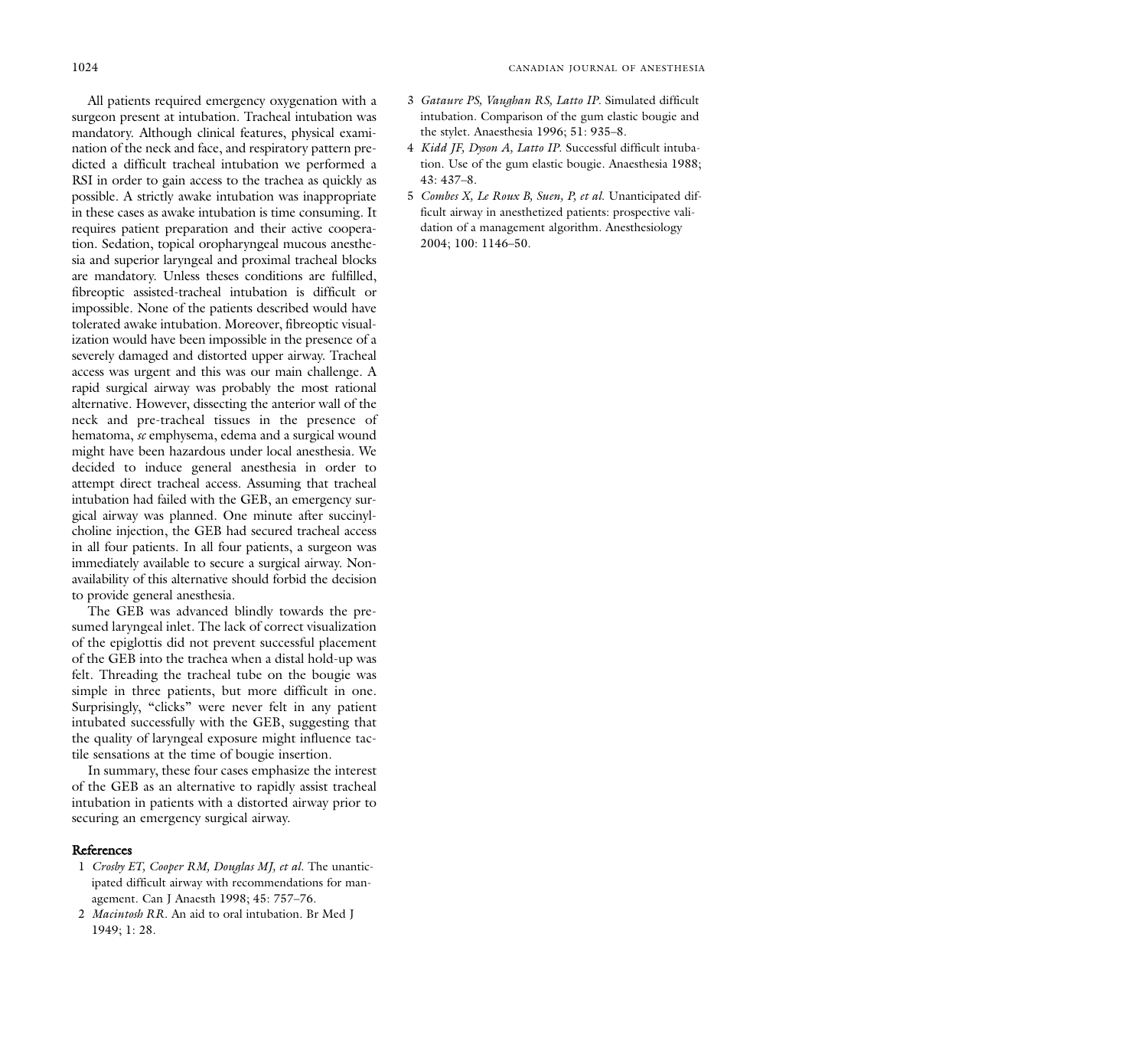All patients required emergency oxygenation with a surgeon present at intubation. Tracheal intubation was mandatory. Although clinical features, physical examination of the neck and face, and respiratory pattern predicted a difficult tracheal intubation we performed a RSI in order to gain access to the trachea as quickly as possible. A strictly awake intubation was inappropriate in these cases as awake intubation is time consuming. It requires patient preparation and their active cooperation. Sedation, topical oropharyngeal mucous anesthesia and superior laryngeal and proximal tracheal blocks are mandatory. Unless theses conditions are fulfilled, fibreoptic assisted-tracheal intubation is difficult or impossible. None of the patients described would have tolerated awake intubation. Moreover, fibreoptic visualization would have been impossible in the presence of a severely damaged and distorted upper airway. Tracheal access was urgent and this was our main challenge. A rapid surgical airway was probably the most rational alternative. However, dissecting the anterior wall of the neck and pre-tracheal tissues in the presence of hematoma, *sc* emphysema, edema and a surgical wound might have been hazardous under local anesthesia. We decided to induce general anesthesia in order to attempt direct tracheal access. Assuming that tracheal intubation had failed with the GEB, an emergency surgical airway was planned. One minute after succinylcholine injection, the GEB had secured tracheal access in all four patients. In all four patients, a surgeon was immediately available to secure a surgical airway. Non-availability of this alternative should forbid the decision to provide general anesthesia.

The GEB was advanced blindly towards the presumed laryngeal inlet. The lack of correct visualization of the epiglottis did not prevent successful placement of the GEB into the trachea when a distal hold-up was felt. Threading the tracheal tube on the bougie was simple in three patients, but more difficult in one. Surprisingly, "clicks" were never felt in any patient intubated successfully with the GEB, suggesting that the quality of laryngeal exposure might influence tactile sensations at the time of bougie insertion.

In summary, these four cases emphasize the interest of the GEB as an alternative to rapidly assist tracheal intubation in patients with a distorted airway prior to securing an emergency surgical airway.

## References

1. *Crosby ET, Cooper RM, Douglas MJ, et al.* The unanticipated difficult airway with recommendations for management. Can J Anaesth 1998; 45: 757–76.
2. *Macintosh RR.* An aid to oral intubation. Br Med J 1949; 1: 28.
3. *Gataure PS, Vaughan RS, Latto IP.* Simulated difficult intubation. Comparison of the gum elastic bougie and the stylet. Anaesthesia 1996; 51: 935–8.
4. *Kidd JF, Dyson A, Latto IP.* Successful difficult intubation. Use of the gum elastic bougie. Anaesthesia 1988; 43: 437–8.
5. *Combes X, Le Roux B, Suen, P, et al.* Unanticipated difficult airway in anesthetized patients: prospective validation of a management algorithm. Anesthesiology 2004; 100: 1146–50.